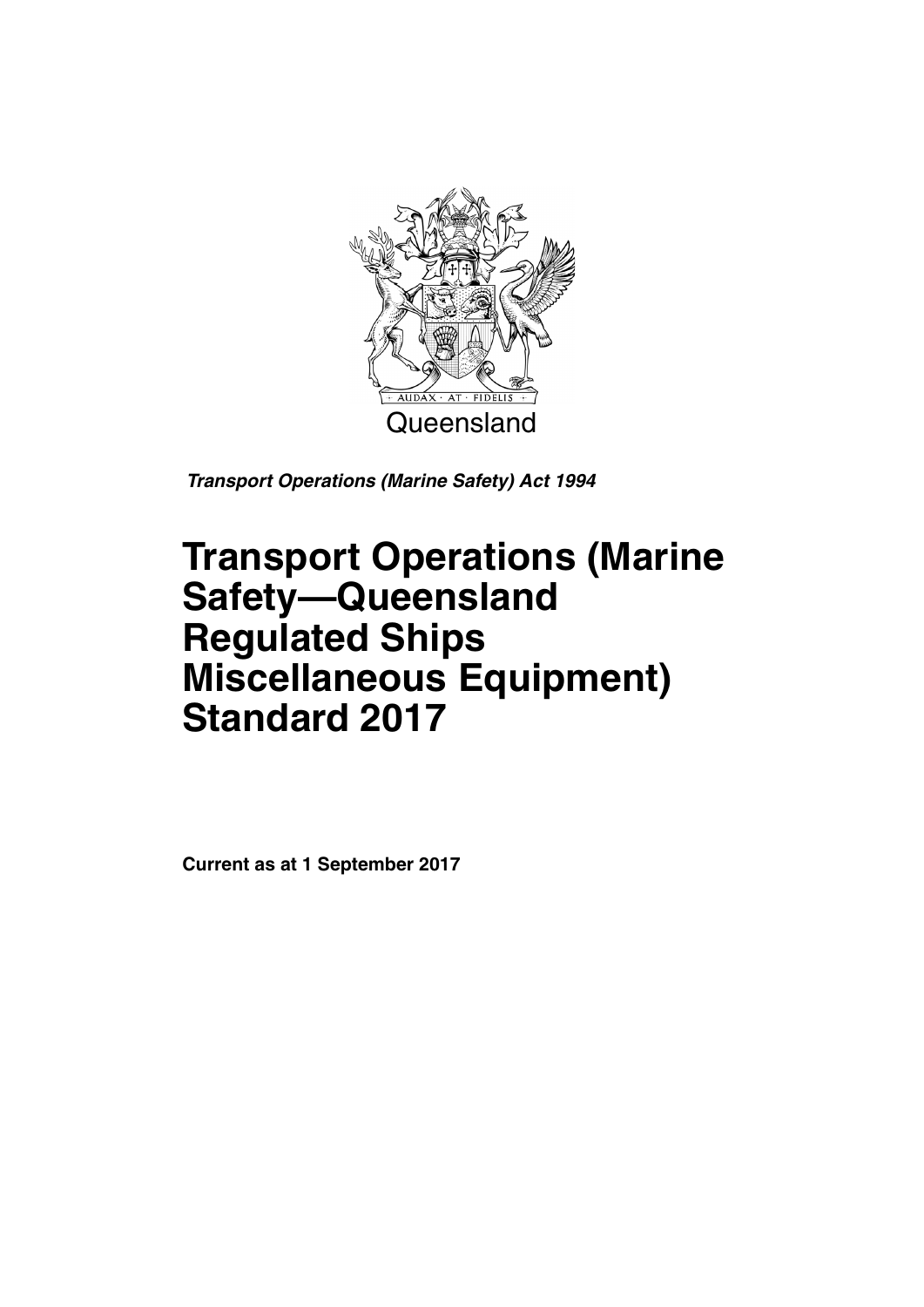Queensland

***Transport Operations (Marine Safety) Act 1994***

# Transport Operations (Marine Safety—Queensland Regulated Ships Miscellaneous Equipment) Standard 2017

**Current as at 1 September 2017**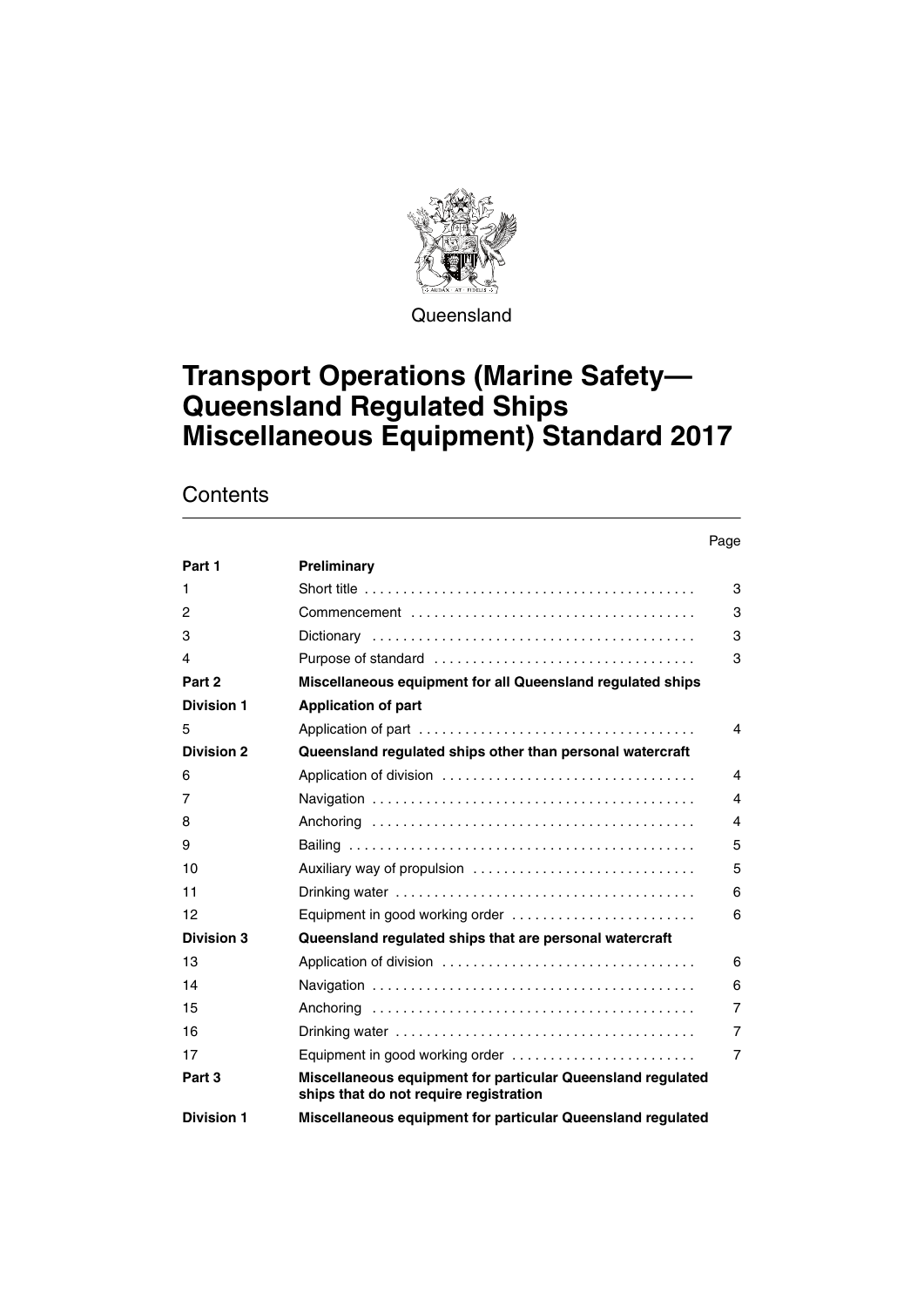Queensland

# Transport Operations (Marine Safety—Queensland Regulated Ships Miscellaneous Equipment) Standard 2017

## Contents

| | | Page |
|---|---|---|
| **Part 1** | **Preliminary** | |
| 1 | Short title | 3 |
| 2 | Commencement | 3 |
| 3 | Dictionary | 3 |
| 4 | Purpose of standard | 3 |
| **Part 2** | **Miscellaneous equipment for all Queensland regulated ships** | |
| **Division 1** | **Application of part** | |
| 5 | Application of part | 4 |
| **Division 2** | **Queensland regulated ships other than personal watercraft** | |
| 6 | Application of division | 4 |
| 7 | Navigation | 4 |
| 8 | Anchoring | 4 |
| 9 | Bailing | 5 |
| 10 | Auxiliary way of propulsion | 5 |
| 11 | Drinking water | 6 |
| 12 | Equipment in good working order | 6 |
| **Division 3** | **Queensland regulated ships that are personal watercraft** | |
| 13 | Application of division | 6 |
| 14 | Navigation | 6 |
| 15 | Anchoring | 7 |
| 16 | Drinking water | 7 |
| 17 | Equipment in good working order | 7 |
| **Part 3** | **Miscellaneous equipment for particular Queensland regulated ships that do not require registration** | |
| **Division 1** | **Miscellaneous equipment for particular Queensland regulated** | |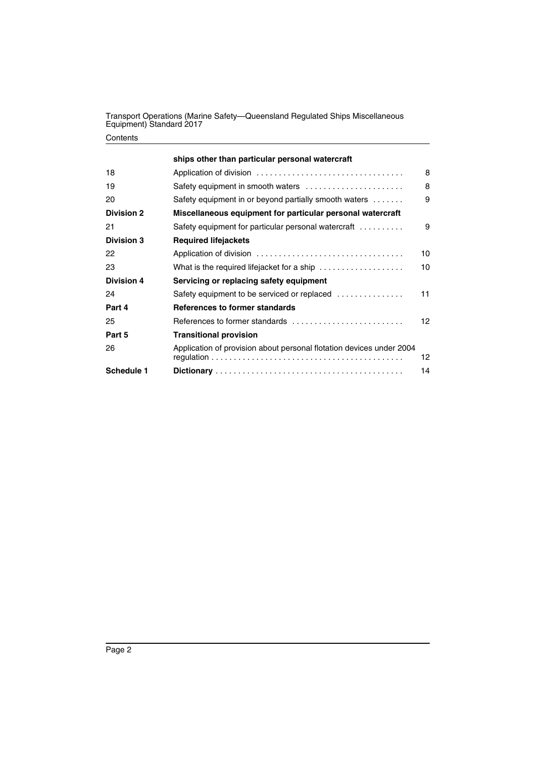| | ships other than particular personal watercraft | |
|---|---|---|
| 18 | Application of division | 8 |
| 19 | Safety equipment in smooth waters | 8 |
| 20 | Safety equipment in or beyond partially smooth waters | 9 |
| **Division 2** | **Miscellaneous equipment for particular personal watercraft** | |
| 21 | Safety equipment for particular personal watercraft | 9 |
| **Division 3** | **Required lifejackets** | |
| 22 | Application of division | 10 |
| 23 | What is the required lifejacket for a ship | 10 |
| **Division 4** | **Servicing or replacing safety equipment** | |
| 24 | Safety equipment to be serviced or replaced | 11 |
| **Part 4** | **References to former standards** | |
| 25 | References to former standards | 12 |
| **Part 5** | **Transitional provision** | |
| 26 | Application of provision about personal flotation devices under 2004 regulation | 12 |
| **Schedule 1** | **Dictionary** | 14 |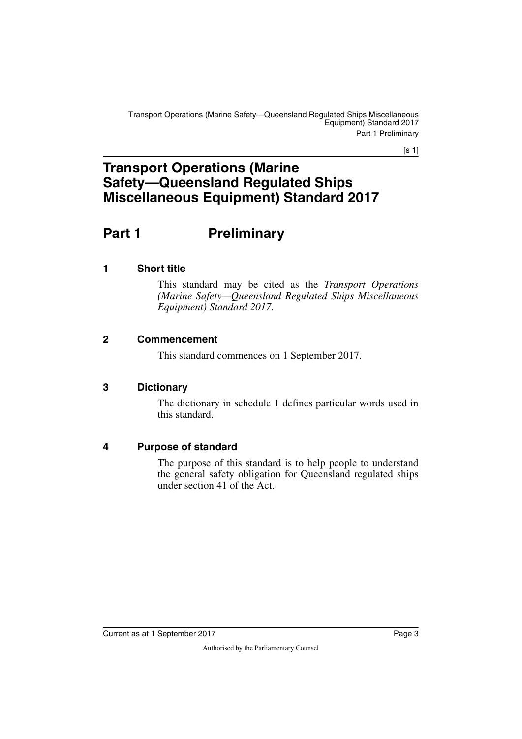# Transport Operations (Marine Safety—Queensland Regulated Ships Miscellaneous Equipment) Standard 2017

## Part 1 Preliminary

### 1 Short title

This standard may be cited as the *Transport Operations (Marine Safety—Queensland Regulated Ships Miscellaneous Equipment) Standard 2017*.

### 2 Commencement

This standard commences on 1 September 2017.

### 3 Dictionary

The dictionary in schedule 1 defines particular words used in this standard.

### 4 Purpose of standard

The purpose of this standard is to help people to understand the general safety obligation for Queensland regulated ships under section 41 of the Act.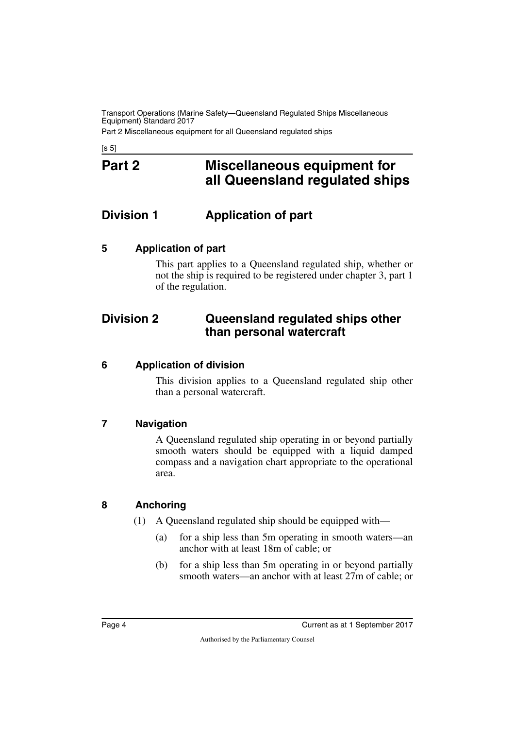# Part 2 Miscellaneous equipment for all Queensland regulated ships

## Division 1 Application of part

### 5 Application of part

This part applies to a Queensland regulated ship, whether or not the ship is required to be registered under chapter 3, part 1 of the regulation.

## Division 2 Queensland regulated ships other than personal watercraft

### 6 Application of division

This division applies to a Queensland regulated ship other than a personal watercraft.

### 7 Navigation

A Queensland regulated ship operating in or beyond partially smooth waters should be equipped with a liquid damped compass and a navigation chart appropriate to the operational area.

### 8 Anchoring

(1) A Queensland regulated ship should be equipped with—

(a) for a ship less than 5m operating in smooth waters—an anchor with at least 18m of cable; or

(b) for a ship less than 5m operating in or beyond partially smooth waters—an anchor with at least 27m of cable; or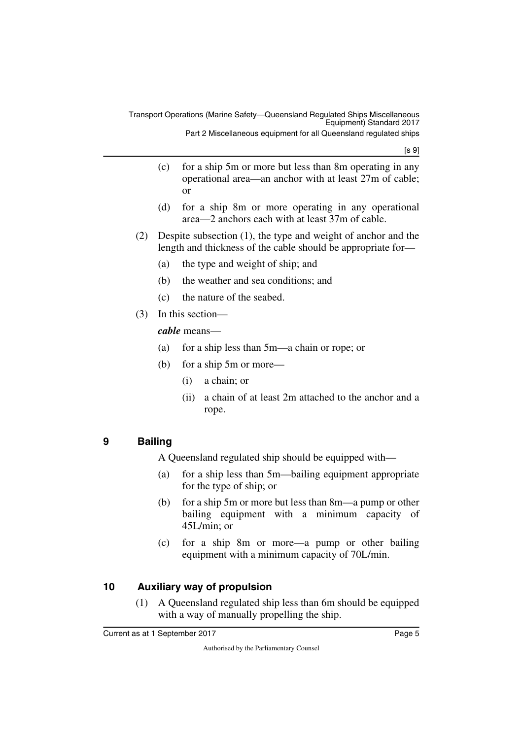(c) for a ship 5m or more but less than 8m operating in any operational area—an anchor with at least 27m of cable; or

(d) for a ship 8m or more operating in any operational area—2 anchors each with at least 37m of cable.

(2) Despite subsection (1), the type and weight of anchor and the length and thickness of the cable should be appropriate for—

(a) the type and weight of ship; and

(b) the weather and sea conditions; and

(c) the nature of the seabed.

(3) In this section—

***cable*** means—

(a) for a ship less than 5m—a chain or rope; or

(b) for a ship 5m or more—

(i) a chain; or

(ii) a chain of at least 2m attached to the anchor and a rope.

## 9 Bailing

A Queensland regulated ship should be equipped with—

(a) for a ship less than 5m—bailing equipment appropriate for the type of ship; or

(b) for a ship 5m or more but less than 8m—a pump or other bailing equipment with a minimum capacity of 45L/min; or

(c) for a ship 8m or more—a pump or other bailing equipment with a minimum capacity of 70L/min.

## 10 Auxiliary way of propulsion

(1) A Queensland regulated ship less than 6m should be equipped with a way of manually propelling the ship.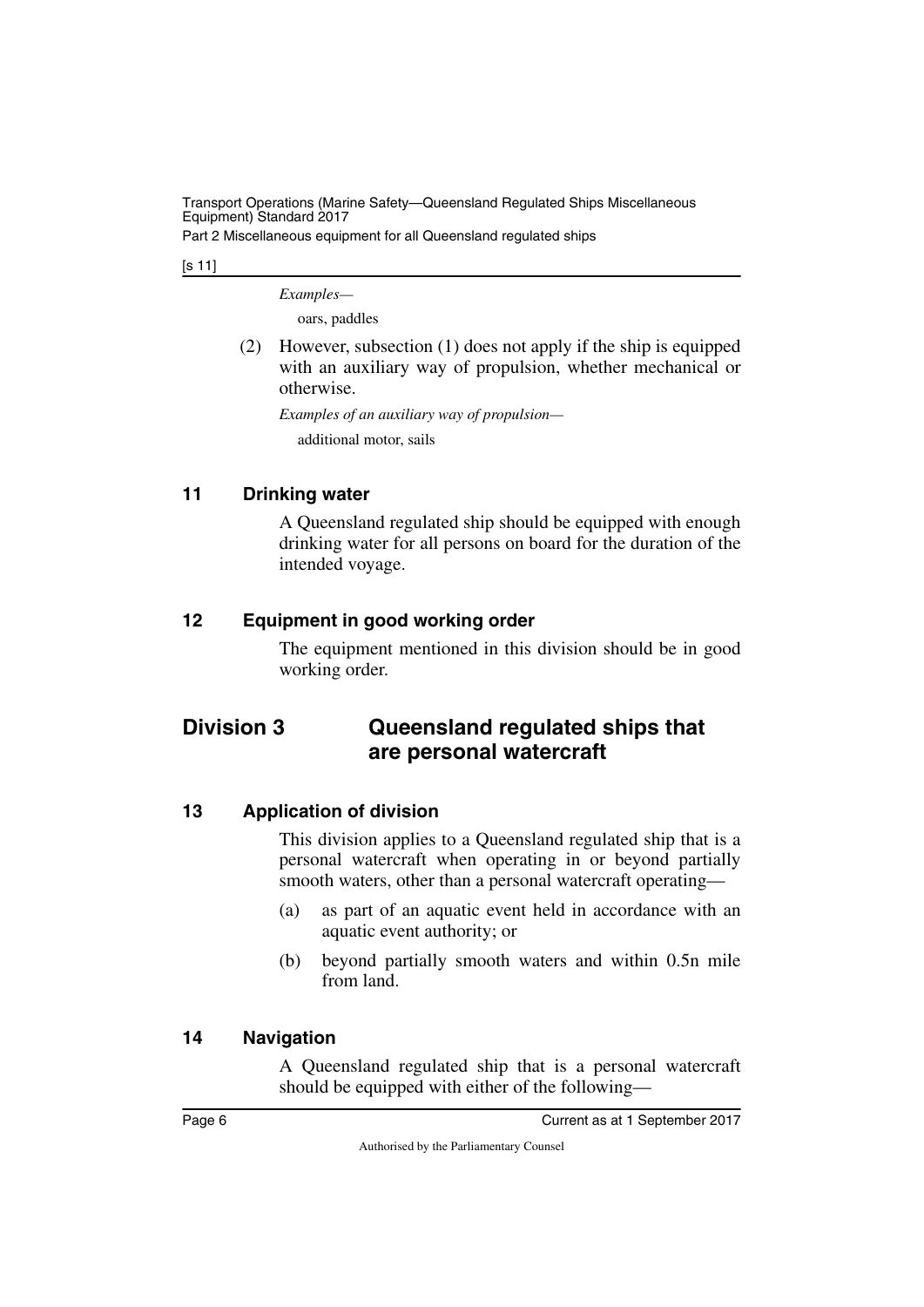*Examples—*

oars, paddles

(2) However, subsection (1) does not apply if the ship is equipped with an auxiliary way of propulsion, whether mechanical or otherwise.

*Examples of an auxiliary way of propulsion—*

additional motor, sails

### 11 Drinking water

A Queensland regulated ship should be equipped with enough drinking water for all persons on board for the duration of the intended voyage.

### 12 Equipment in good working order

The equipment mentioned in this division should be in good working order.

## Division 3 Queensland regulated ships that are personal watercraft

### 13 Application of division

This division applies to a Queensland regulated ship that is a personal watercraft when operating in or beyond partially smooth waters, other than a personal watercraft operating—

(a) as part of an aquatic event held in accordance with an aquatic event authority; or

(b) beyond partially smooth waters and within 0.5n mile from land.

### 14 Navigation

A Queensland regulated ship that is a personal watercraft should be equipped with either of the following—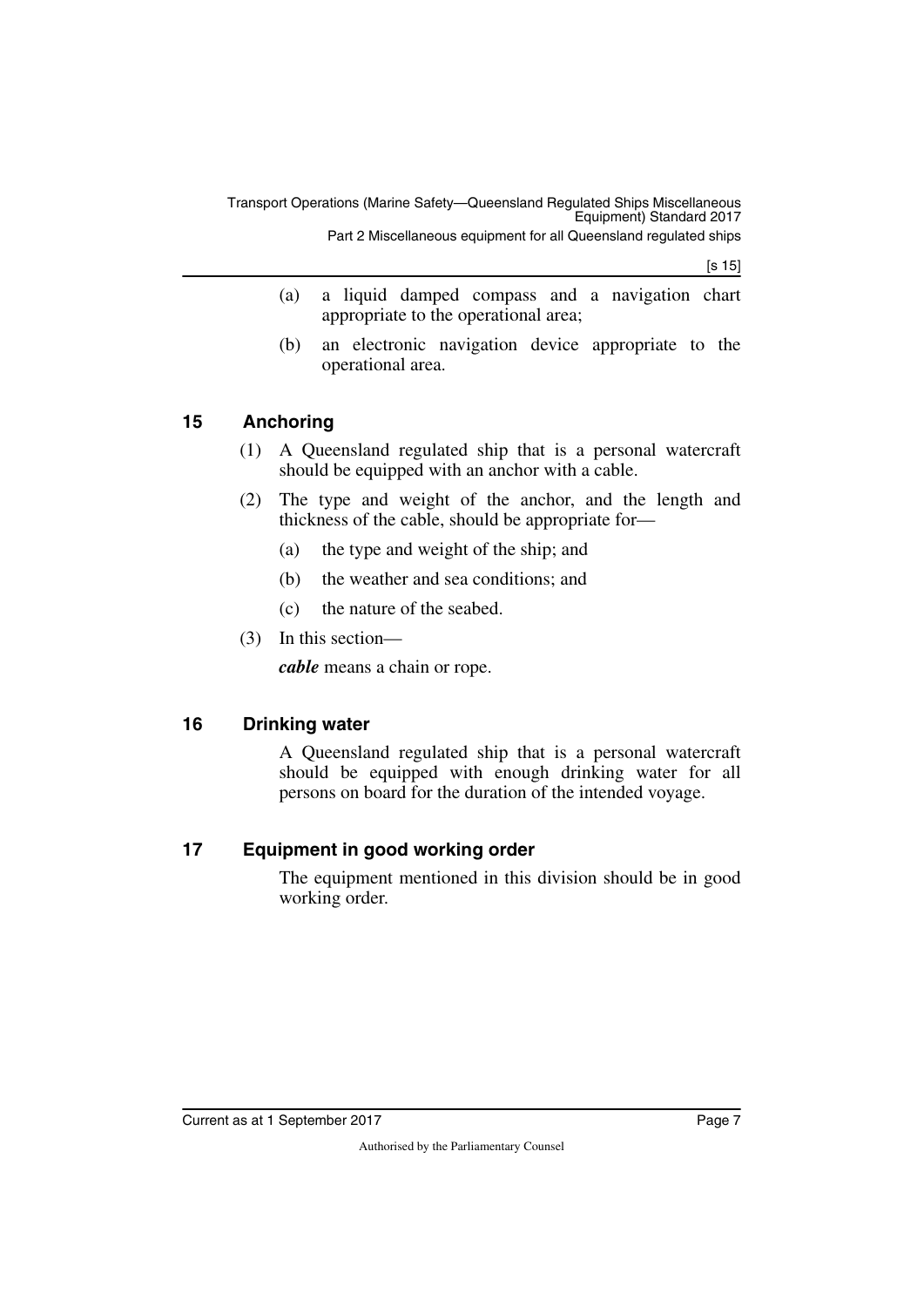(a) a liquid damped compass and a navigation chart appropriate to the operational area;

(b) an electronic navigation device appropriate to the operational area.

## 15 Anchoring

(1) A Queensland regulated ship that is a personal watercraft should be equipped with an anchor with a cable.

(2) The type and weight of the anchor, and the length and thickness of the cable, should be appropriate for—

(a) the type and weight of the ship; and

(b) the weather and sea conditions; and

(c) the nature of the seabed.

(3) In this section—

***cable*** means a chain or rope.

## 16 Drinking water

A Queensland regulated ship that is a personal watercraft should be equipped with enough drinking water for all persons on board for the duration of the intended voyage.

## 17 Equipment in good working order

The equipment mentioned in this division should be in good working order.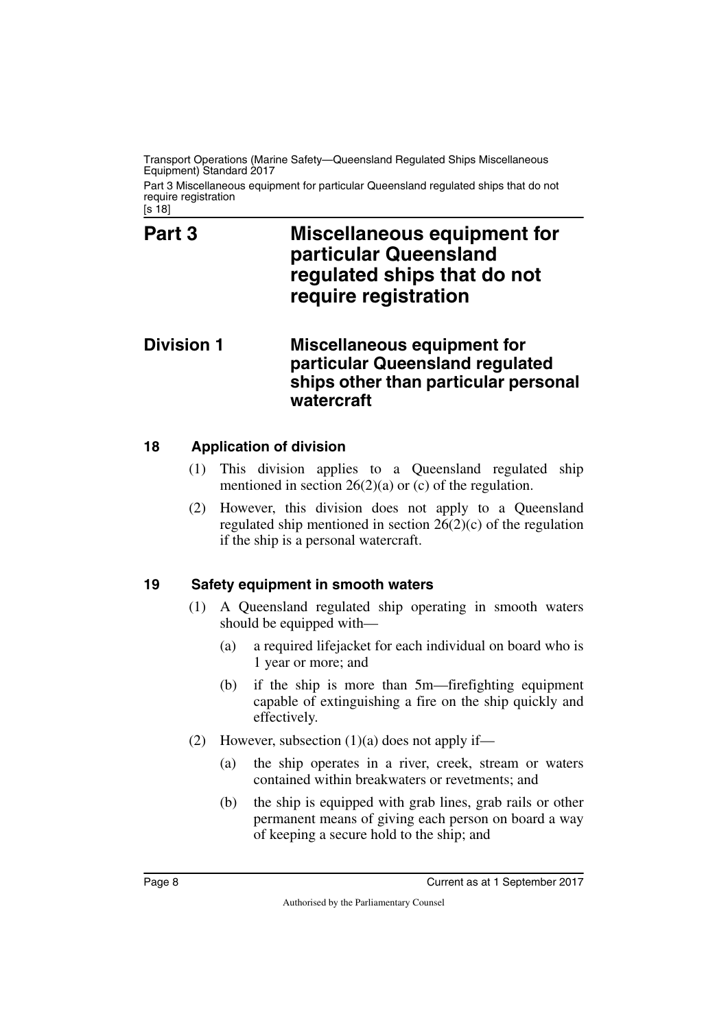# Part 3 Miscellaneous equipment for particular Queensland regulated ships that do not require registration

## Division 1 Miscellaneous equipment for particular Queensland regulated ships other than particular personal watercraft

### 18 Application of division

(1) This division applies to a Queensland regulated ship mentioned in section 26(2)(a) or (c) of the regulation.

(2) However, this division does not apply to a Queensland regulated ship mentioned in section 26(2)(c) of the regulation if the ship is a personal watercraft.

### 19 Safety equipment in smooth waters

(1) A Queensland regulated ship operating in smooth waters should be equipped with—

(a) a required lifejacket for each individual on board who is 1 year or more; and

(b) if the ship is more than 5m—firefighting equipment capable of extinguishing a fire on the ship quickly and effectively.

(2) However, subsection (1)(a) does not apply if—

(a) the ship operates in a river, creek, stream or waters contained within breakwaters or revetments; and

(b) the ship is equipped with grab lines, grab rails or other permanent means of giving each person on board a way of keeping a secure hold to the ship; and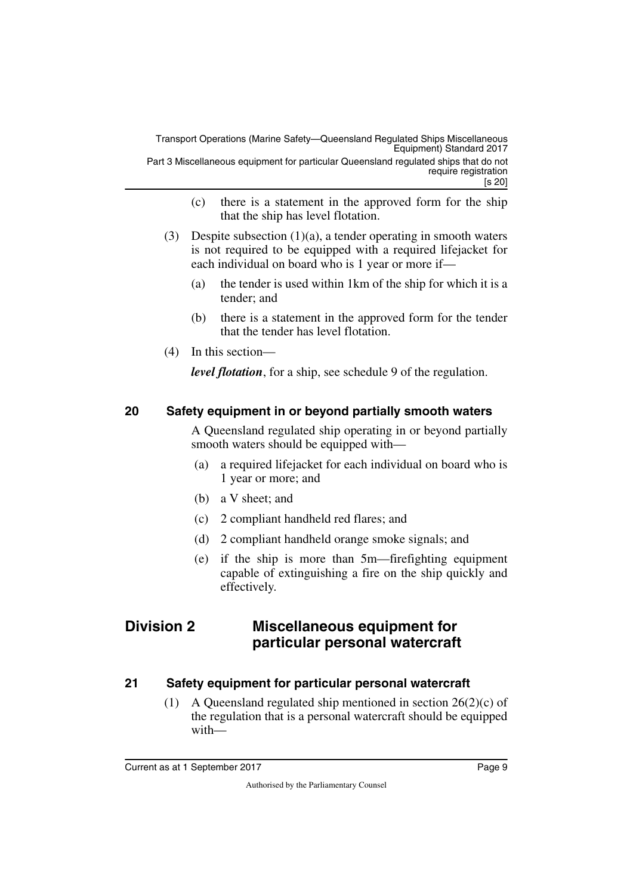(c) there is a statement in the approved form for the ship that the ship has level flotation.

(3) Despite subsection (1)(a), a tender operating in smooth waters is not required to be equipped with a required lifejacket for each individual on board who is 1 year or more if—

(a) the tender is used within 1km of the ship for which it is a tender; and

(b) there is a statement in the approved form for the tender that the tender has level flotation.

(4) In this section—

***level flotation***, for a ship, see schedule 9 of the regulation.

### 20 Safety equipment in or beyond partially smooth waters

A Queensland regulated ship operating in or beyond partially smooth waters should be equipped with—

(a) a required lifejacket for each individual on board who is 1 year or more; and

(b) a V sheet; and

(c) 2 compliant handheld red flares; and

(d) 2 compliant handheld orange smoke signals; and

(e) if the ship is more than 5m—firefighting equipment capable of extinguishing a fire on the ship quickly and effectively.

## Division 2 Miscellaneous equipment for particular personal watercraft

### 21 Safety equipment for particular personal watercraft

(1) A Queensland regulated ship mentioned in section 26(2)(c) of the regulation that is a personal watercraft should be equipped with—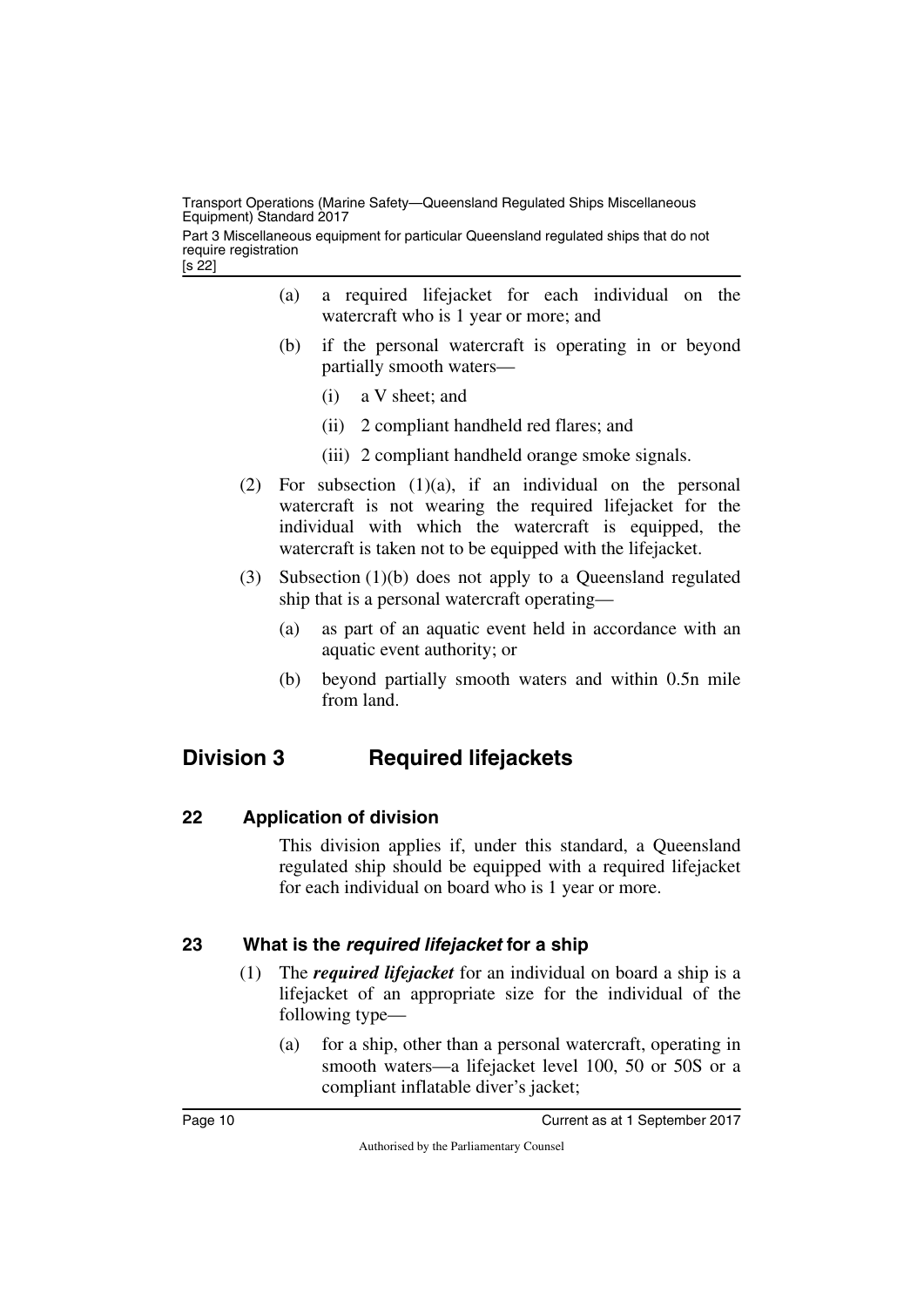(a) a required lifejacket for each individual on the watercraft who is 1 year or more; and

(b) if the personal watercraft is operating in or beyond partially smooth waters—

(i) a V sheet; and

(ii) 2 compliant handheld red flares; and

(iii) 2 compliant handheld orange smoke signals.

(2) For subsection (1)(a), if an individual on the personal watercraft is not wearing the required lifejacket for the individual with which the watercraft is equipped, the watercraft is taken not to be equipped with the lifejacket.

(3) Subsection (1)(b) does not apply to a Queensland regulated ship that is a personal watercraft operating—

(a) as part of an aquatic event held in accordance with an aquatic event authority; or

(b) beyond partially smooth waters and within 0.5n mile from land.

## Division 3 Required lifejackets

### 22 Application of division

This division applies if, under this standard, a Queensland regulated ship should be equipped with a required lifejacket for each individual on board who is 1 year or more.

### 23 What is the *required lifejacket* for a ship

(1) The ***required lifejacket*** for an individual on board a ship is a lifejacket of an appropriate size for the individual of the following type—

(a) for a ship, other than a personal watercraft, operating in smooth waters—a lifejacket level 100, 50 or 50S or a compliant inflatable diver's jacket;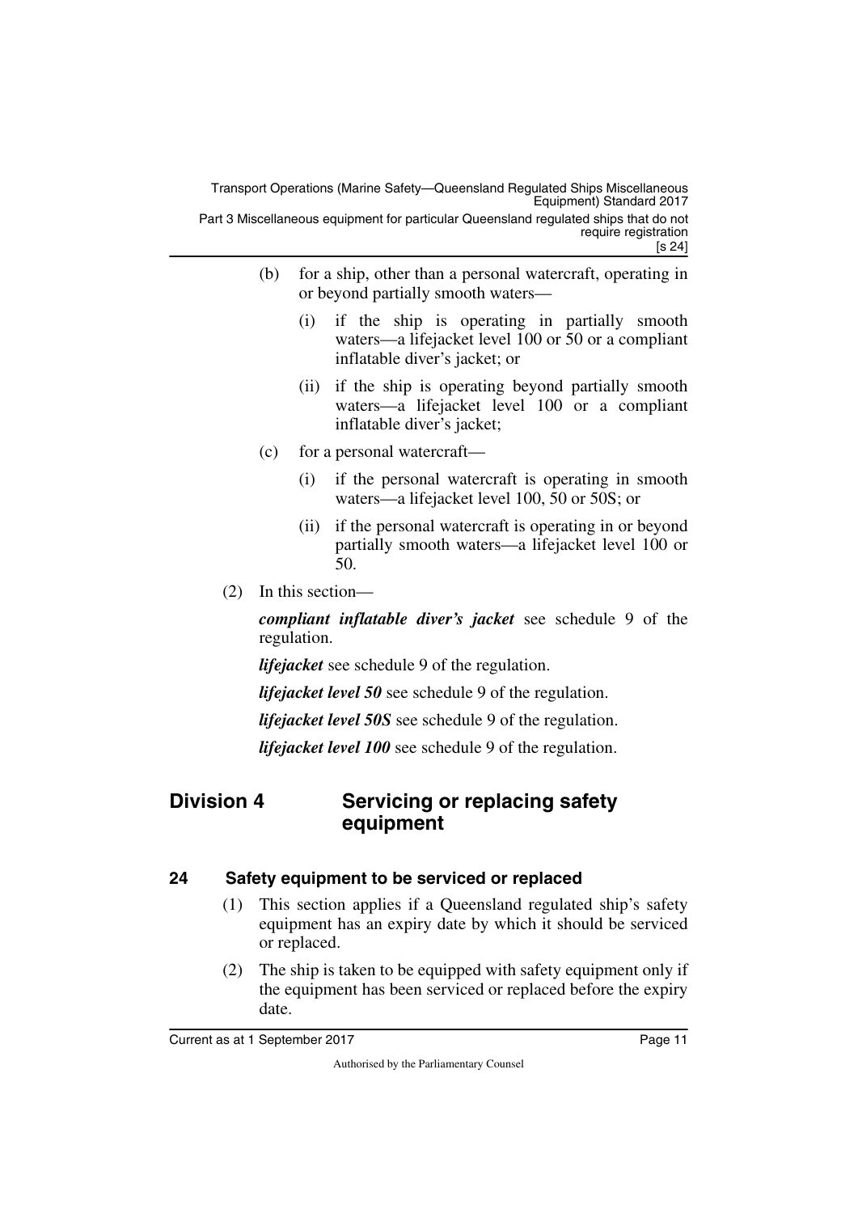(b) for a ship, other than a personal watercraft, operating in or beyond partially smooth waters—

(i) if the ship is operating in partially smooth waters—a lifejacket level 100 or 50 or a compliant inflatable diver's jacket; or

(ii) if the ship is operating beyond partially smooth waters—a lifejacket level 100 or a compliant inflatable diver's jacket;

(c) for a personal watercraft—

(i) if the personal watercraft is operating in smooth waters—a lifejacket level 100, 50 or 50S; or

(ii) if the personal watercraft is operating in or beyond partially smooth waters—a lifejacket level 100 or 50.

(2) In this section—

***compliant inflatable diver's jacket*** see schedule 9 of the regulation.

***lifejacket*** see schedule 9 of the regulation.

***lifejacket level 50*** see schedule 9 of the regulation.

***lifejacket level 50S*** see schedule 9 of the regulation.

***lifejacket level 100*** see schedule 9 of the regulation.

## Division 4 Servicing or replacing safety equipment

### 24 Safety equipment to be serviced or replaced

(1) This section applies if a Queensland regulated ship's safety equipment has an expiry date by which it should be serviced or replaced.

(2) The ship is taken to be equipped with safety equipment only if the equipment has been serviced or replaced before the expiry date.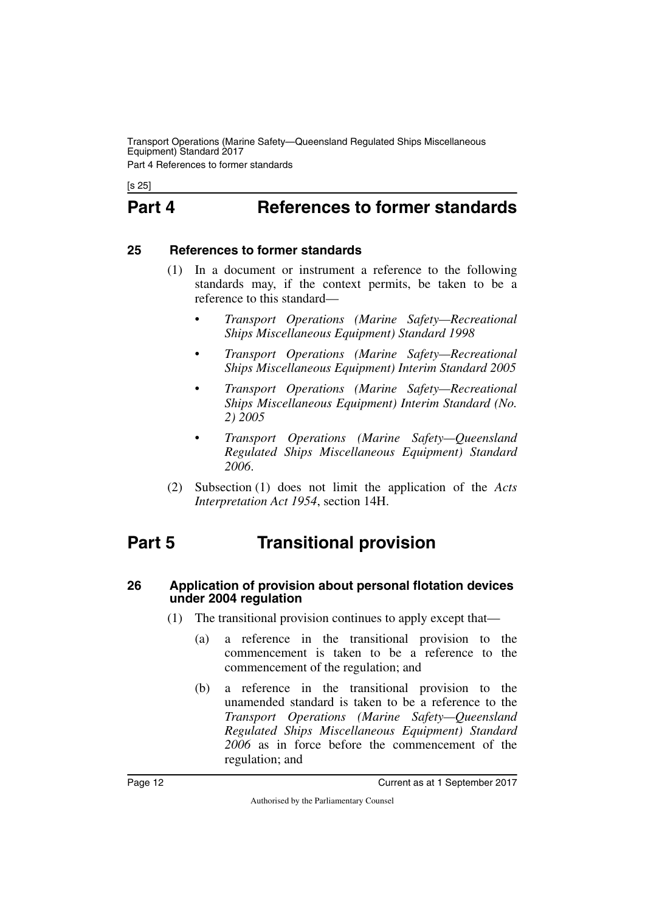# Part 4 References to former standards

## 25 References to former standards

(1) In a document or instrument a reference to the following standards may, if the context permits, be taken to be a reference to this standard—

- *Transport Operations (Marine Safety—Recreational Ships Miscellaneous Equipment) Standard 1998*
- *Transport Operations (Marine Safety—Recreational Ships Miscellaneous Equipment) Interim Standard 2005*
- *Transport Operations (Marine Safety—Recreational Ships Miscellaneous Equipment) Interim Standard (No. 2) 2005*
- *Transport Operations (Marine Safety—Queensland Regulated Ships Miscellaneous Equipment) Standard 2006*.

(2) Subsection (1) does not limit the application of the *Acts Interpretation Act 1954*, section 14H.

# Part 5 Transitional provision

## 26 Application of provision about personal flotation devices under 2004 regulation

(1) The transitional provision continues to apply except that—

(a) a reference in the transitional provision to the commencement is taken to be a reference to the commencement of the regulation; and

(b) a reference in the transitional provision to the unamended standard is taken to be a reference to the *Transport Operations (Marine Safety—Queensland Regulated Ships Miscellaneous Equipment) Standard 2006* as in force before the commencement of the regulation; and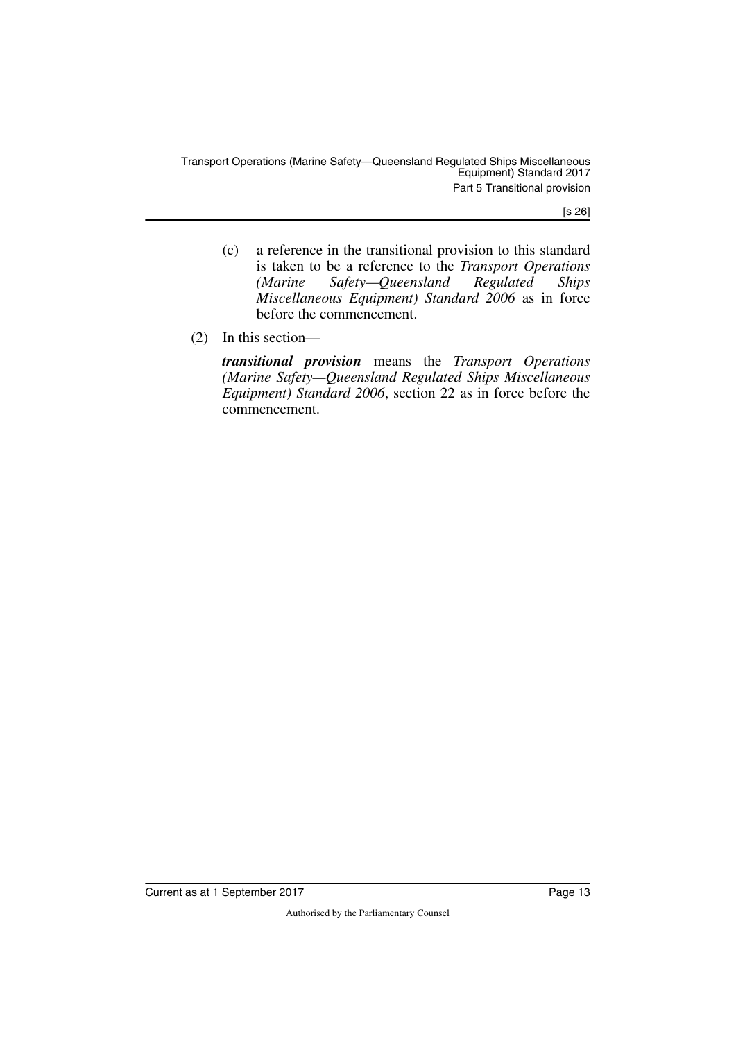(c) a reference in the transitional provision to this standard is taken to be a reference to the *Transport Operations (Marine Safety—Queensland Regulated Ships Miscellaneous Equipment) Standard 2006* as in force before the commencement.

(2) In this section—

***transitional provision*** means the *Transport Operations (Marine Safety—Queensland Regulated Ships Miscellaneous Equipment) Standard 2006*, section 22 as in force before the commencement.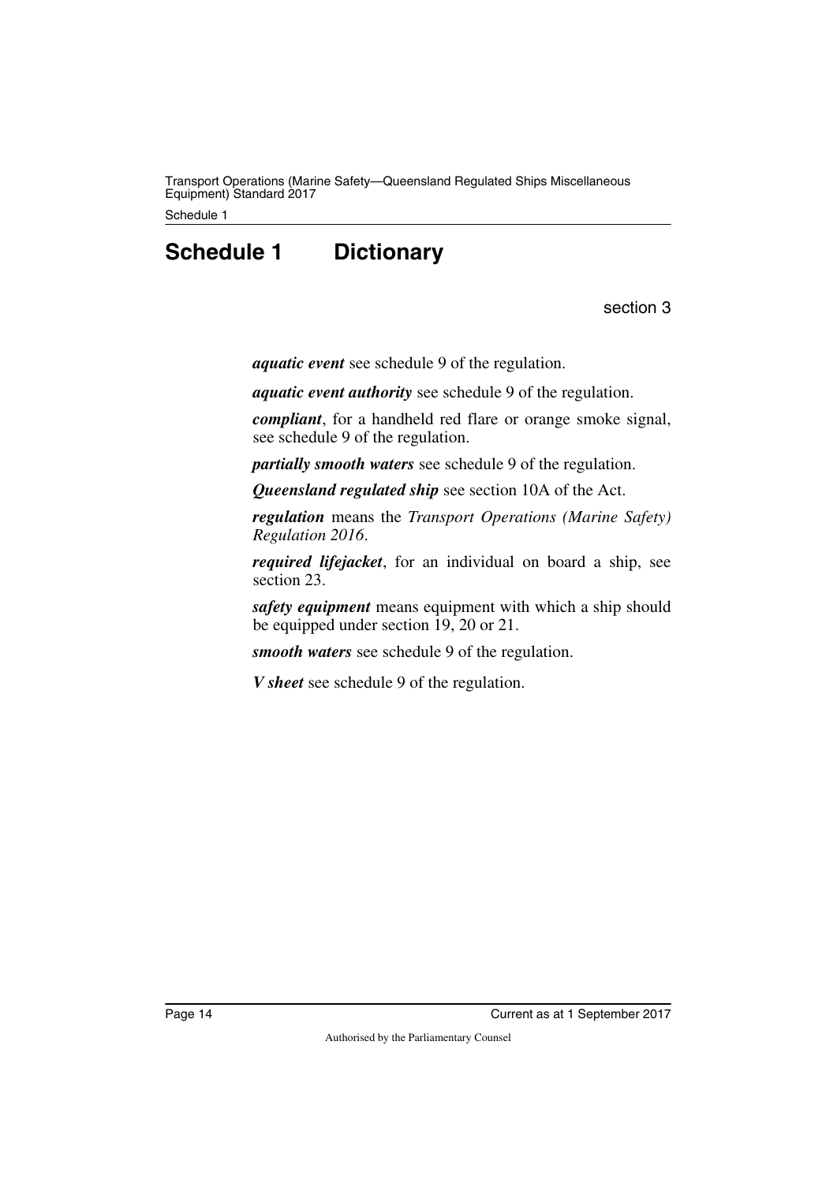# Schedule 1 Dictionary

section 3

***aquatic event*** see schedule 9 of the regulation.

***aquatic event authority*** see schedule 9 of the regulation.

***compliant***, for a handheld red flare or orange smoke signal, see schedule 9 of the regulation.

***partially smooth waters*** see schedule 9 of the regulation.

***Queensland regulated ship*** see section 10A of the Act.

***regulation*** means the *Transport Operations (Marine Safety) Regulation 2016*.

***required lifejacket***, for an individual on board a ship, see section 23.

***safety equipment*** means equipment with which a ship should be equipped under section 19, 20 or 21.

***smooth waters*** see schedule 9 of the regulation.

***V sheet*** see schedule 9 of the regulation.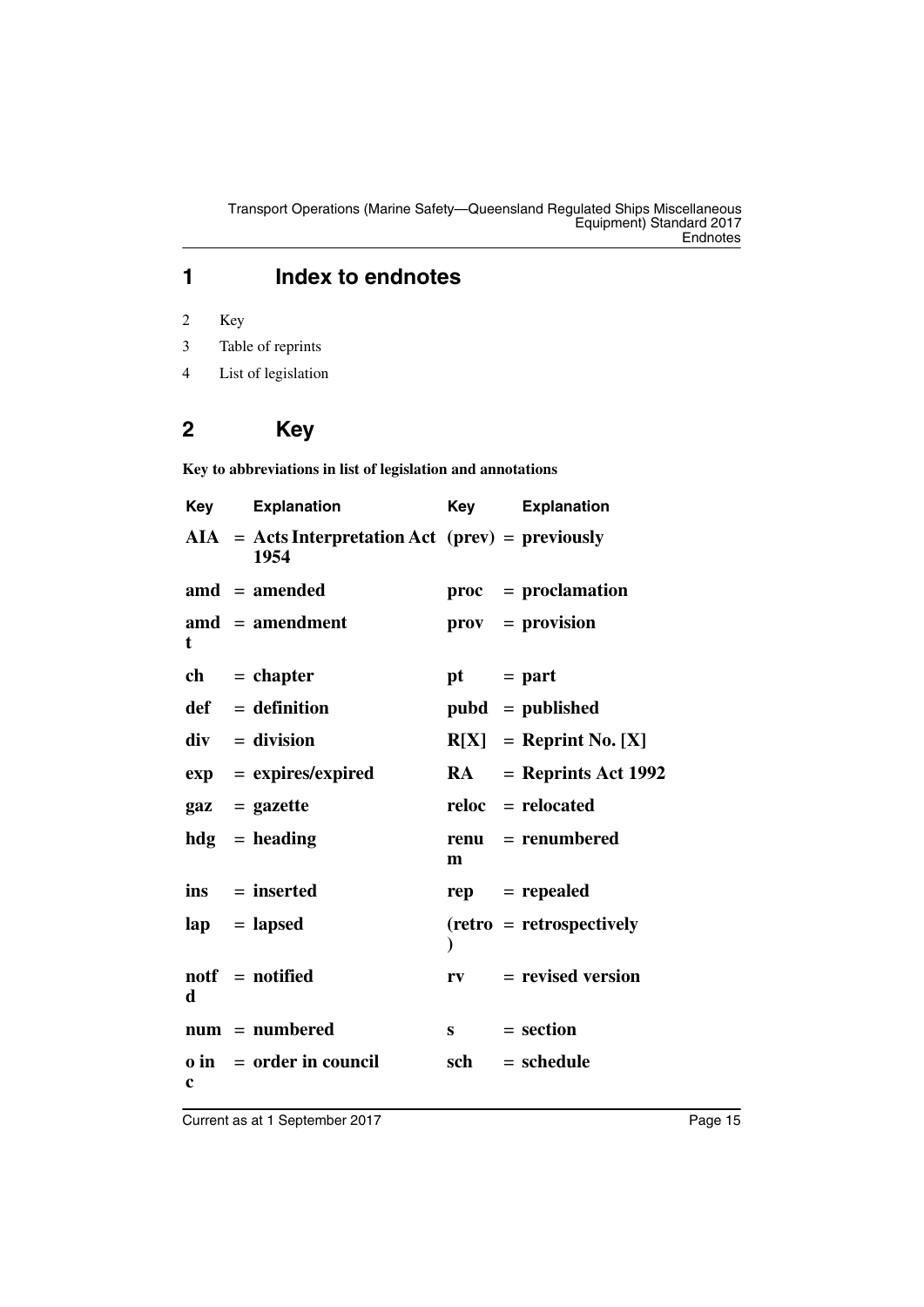## 1 Index to endnotes

2 Key

3 Table of reprints

4 List of legislation

## 2 Key

**Key to abbreviations in list of legislation and annotations**

| Key | Explanation | Key | Explanation |
|---|---|---|---|
| **AIA** | **= Acts Interpretation Act 1954** | **(prev)** | **= previously** |
| **amd** | **= amended** | **proc** | **= proclamation** |
| **amdt** | **= amendment** | **prov** | **= provision** |
| **ch** | **= chapter** | **pt** | **= part** |
| **def** | **= definition** | **pubd** | **= published** |
| **div** | **= division** | **R[X]** | **= Reprint No. [X]** |
| **exp** | **= expires/expired** | **RA** | **= Reprints Act 1992** |
| **gaz** | **= gazette** | **reloc** | **= relocated** |
| **hdg** | **= heading** | **renum** | **= renumbered** |
| **ins** | **= inserted** | **rep** | **= repealed** |
| **lap** | **= lapsed** | **(retro)** | **= retrospectively** |
| **notfd** | **= notified** | **rv** | **= revised version** |
| **num** | **= numbered** | **s** | **= section** |
| **o in c** | **= order in council** | **sch** | **= schedule** |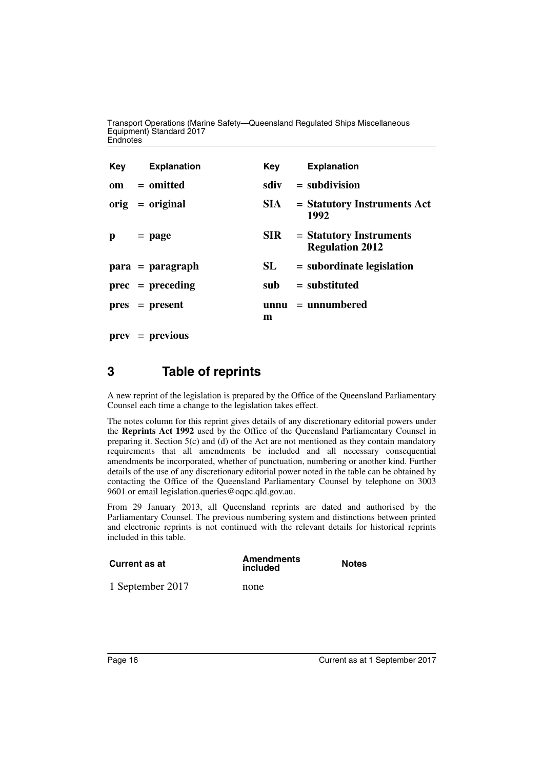| Key | Explanation | Key | Explanation |
|---|---|---|---|
| **om** | **= omitted** | **sdiv** | **= subdivision** |
| **orig** | **= original** | **SIA** | **= Statutory Instruments Act 1992** |
| **p** | **= page** | **SIR** | **= Statutory Instruments Regulation 2012** |
| **para** | **= paragraph** | **SL** | **= subordinate legislation** |
| **prec** | **= preceding** | **sub** | **= substituted** |
| **pres** | **= present** | **unnum** | **= unnumbered** |
| **prev** | **= previous** | | |

## 3 Table of reprints

A new reprint of the legislation is prepared by the Office of the Queensland Parliamentary Counsel each time a change to the legislation takes effect.

The notes column for this reprint gives details of any discretionary editorial powers under the **Reprints Act 1992** used by the Office of the Queensland Parliamentary Counsel in preparing it. Section 5(c) and (d) of the Act are not mentioned as they contain mandatory requirements that all amendments be included and all necessary consequential amendments be incorporated, whether of punctuation, numbering or another kind. Further details of the use of any discretionary editorial power noted in the table can be obtained by contacting the Office of the Queensland Parliamentary Counsel by telephone on 3003 9601 or email legislation.queries@oqpc.qld.gov.au.

From 29 January 2013, all Queensland reprints are dated and authorised by the Parliamentary Counsel. The previous numbering system and distinctions between printed and electronic reprints is not continued with the relevant details for historical reprints included in this table.

| Current as at | Amendments included | Notes |
|---|---|---|
| 1 September 2017 | none | |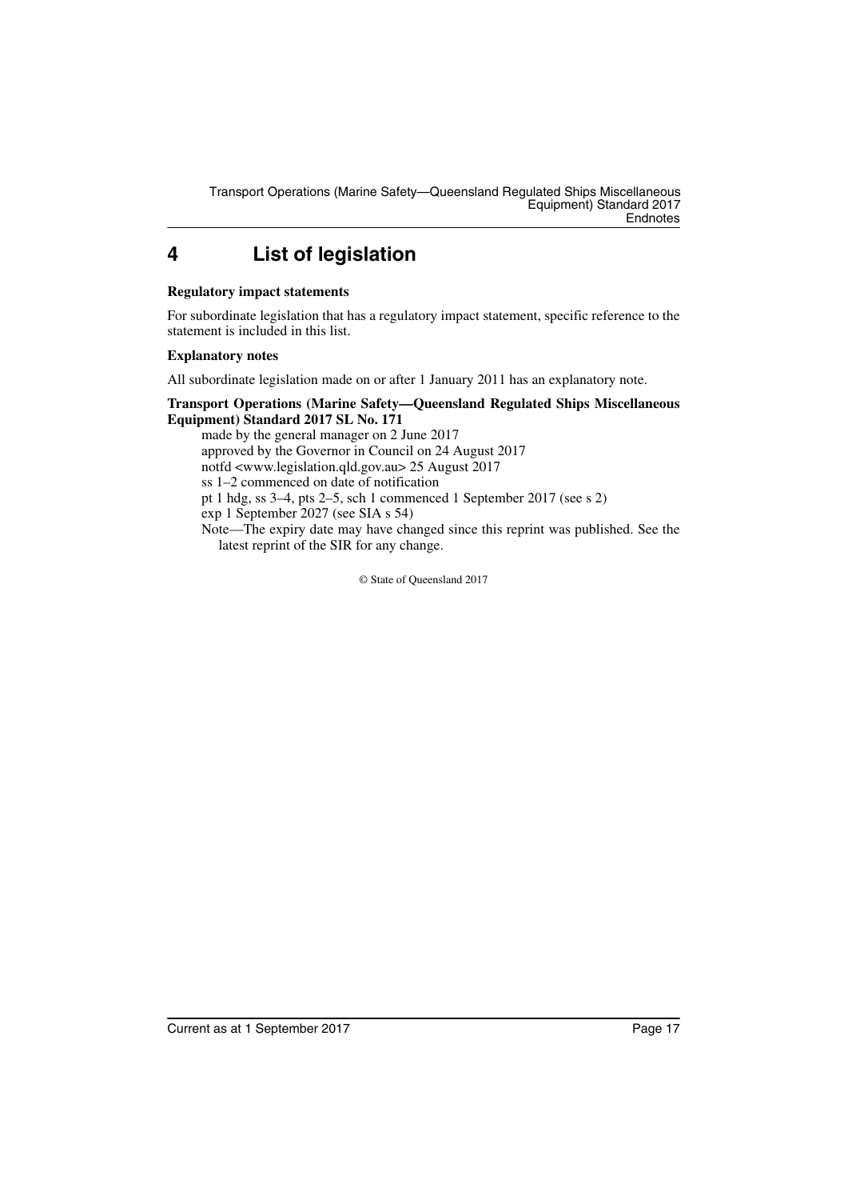# 4 List of legislation

**Regulatory impact statements**

For subordinate legislation that has a regulatory impact statement, specific reference to the statement is included in this list.

**Explanatory notes**

All subordinate legislation made on or after 1 January 2011 has an explanatory note.

**Transport Operations (Marine Safety—Queensland Regulated Ships Miscellaneous Equipment) Standard 2017 SL No. 171**

made by the general manager on 2 June 2017
approved by the Governor in Council on 24 August 2017
notfd <www.legislation.qld.gov.au> 25 August 2017
ss 1–2 commenced on date of notification
pt 1 hdg, ss 3–4, pts 2–5, sch 1 commenced 1 September 2017 (see s 2)
exp 1 September 2027 (see SIA s 54)
Note—The expiry date may have changed since this reprint was published. See the latest reprint of the SIR for any change.

© State of Queensland 2017